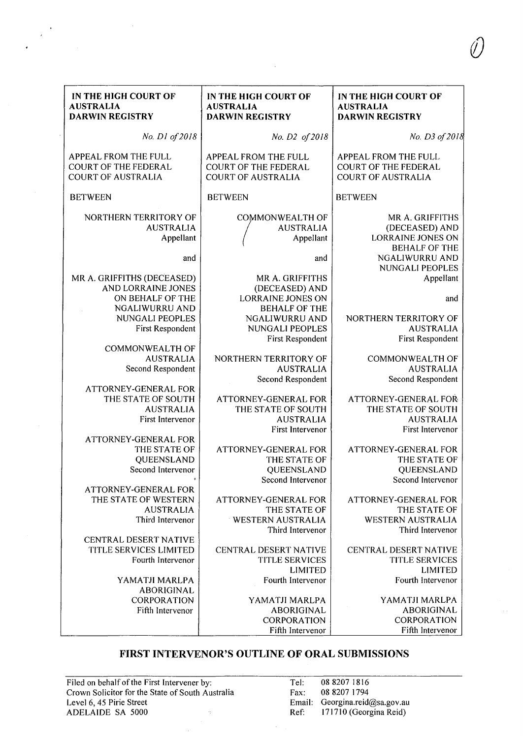| IN THE HIGH COURT OF AUSTRALIA DARWIN REGISTRY | IN THE HIGH COURT OF AUSTRALIA DARWIN REGISTRY | IN THE HIGH COURT OF AUSTRALIA DARWIN REGISTRY |
|---|---|---|
| *No. D1 of 2018* | *No. D2 of 2018* | *No. D3 of 2018* |
| APPEAL FROM THE FULL COURT OF THE FEDERAL COURT OF AUSTRALIA | APPEAL FROM THE FULL COURT OF THE FEDERAL COURT OF AUSTRALIA | APPEAL FROM THE FULL COURT OF THE FEDERAL COURT OF AUSTRALIA |
| BETWEEN | BETWEEN | BETWEEN |
| NORTHERN TERRITORY OF AUSTRALIA Appellant | COMMONWEALTH OF AUSTRALIA Appellant | MR A. GRIFFITHS (DECEASED) AND LORRAINE JONES ON BEHALF OF THE NGALIWURRU AND NUNGALI PEOPLES Appellant |
| and | and | and |
| MR A. GRIFFITHS (DECEASED) AND LORRAINE JONES ON BEHALF OF THE NGALIWURRU AND NUNGALI PEOPLES First Respondent | MR A. GRIFFITHS (DECEASED) AND LORRAINE JONES ON BEHALF OF THE NGALIWURRU AND NUNGALI PEOPLES First Respondent | NORTHERN TERRITORY OF AUSTRALIA First Respondent |
| COMMONWEALTH OF AUSTRALIA Second Respondent | NORTHERN TERRITORY OF AUSTRALIA Second Respondent | COMMONWEALTH OF AUSTRALIA Second Respondent |
| ATTORNEY-GENERAL FOR THE STATE OF SOUTH AUSTRALIA First Intervenor | ATTORNEY-GENERAL FOR THE STATE OF SOUTH AUSTRALIA First Intervenor | ATTORNEY-GENERAL FOR THE STATE OF SOUTH AUSTRALIA First Intervenor |
| ATTORNEY-GENERAL FOR THE STATE OF QUEENSLAND Second Intervenor | ATTORNEY-GENERAL FOR THE STATE OF QUEENSLAND Second Intervenor | ATTORNEY-GENERAL FOR THE STATE OF QUEENSLAND Second Intervenor |
| ATTORNEY-GENERAL FOR THE STATE OF WESTERN AUSTRALIA Third Intervenor | ATTORNEY-GENERAL FOR THE STATE OF WESTERN AUSTRALIA Third Intervenor | ATTORNEY-GENERAL FOR THE STATE OF WESTERN AUSTRALIA Third Intervenor |
| CENTRAL DESERT NATIVE TITLE SERVICES LIMITED Fourth Intervenor | CENTRAL DESERT NATIVE TITLE SERVICES LIMITED Fourth Intervenor | CENTRAL DESERT NATIVE TITLE SERVICES LIMITED Fourth Intervenor |
| YAMATJI MARLPA ABORIGINAL CORPORATION Fifth Intervenor | YAMATJI MARLPA ABORIGINAL CORPORATION Fifth Intervenor | YAMATJI MARLPA ABORIGINAL CORPORATION Fifth Intervenor |

# FIRST INTERVENOR'S OUTLINE OF ORAL SUBMISSIONS

Filed on behalf of the First Intervener by:
Crown Solicitor for the State of South Australia
Level 6, 45 Pirie Street
ADELAIDE SA 5000

Tel: 08 8207 1816
Fax: 08 8207 1794
Email: Georgina.reid@sa.gov.au
Ref: 171710 (Georgina Reid)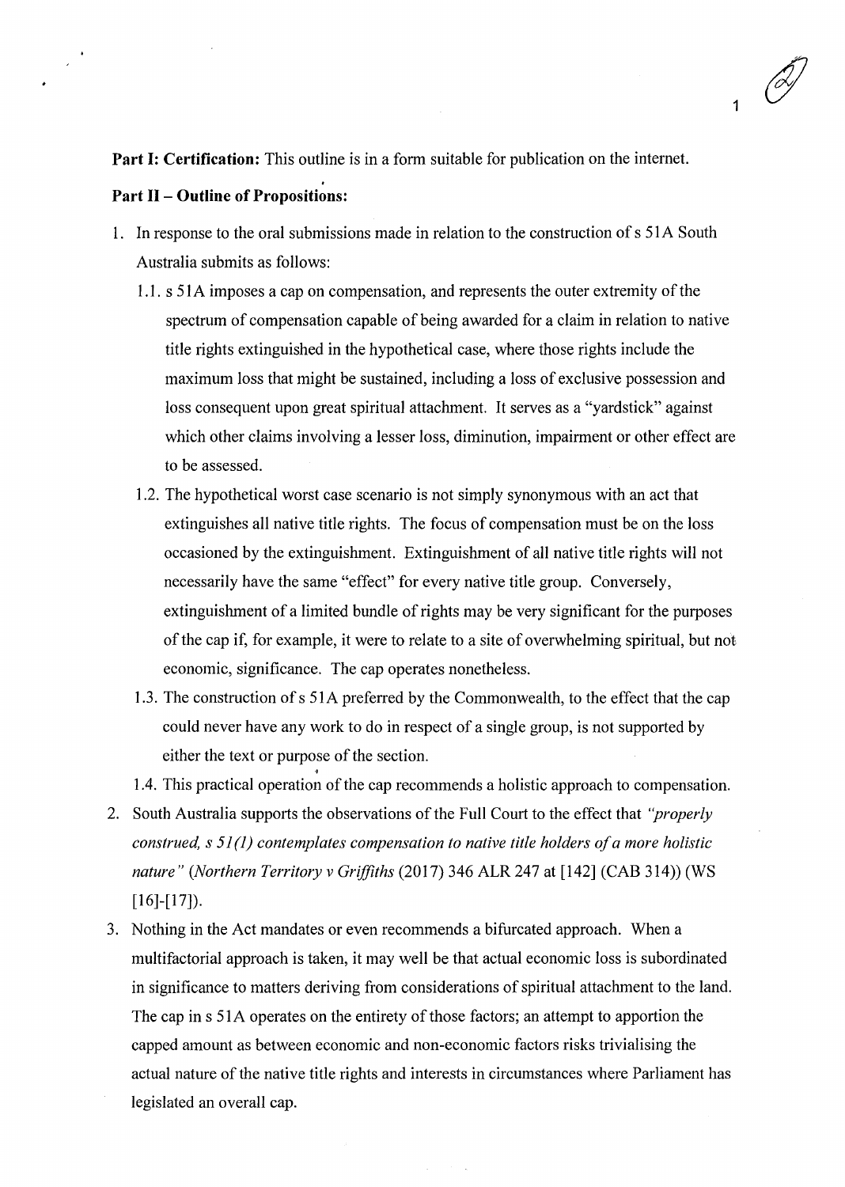**Part I: Certification:** This outline is in a form suitable for publication on the internet.

**Part II – Outline of Propositions:**

1. In response to the oral submissions made in relation to the construction of s 51A South Australia submits as follows:
   1.1. s 51A imposes a cap on compensation, and represents the outer extremity of the spectrum of compensation capable of being awarded for a claim in relation to native title rights extinguished in the hypothetical case, where those rights include the maximum loss that might be sustained, including a loss of exclusive possession and loss consequent upon great spiritual attachment. It serves as a "yardstick" against which other claims involving a lesser loss, diminution, impairment or other effect are to be assessed.
   1.2. The hypothetical worst case scenario is not simply synonymous with an act that extinguishes all native title rights. The focus of compensation must be on the loss occasioned by the extinguishment. Extinguishment of all native title rights will not necessarily have the same "effect" for every native title group. Conversely, extinguishment of a limited bundle of rights may be very significant for the purposes of the cap if, for example, it were to relate to a site of overwhelming spiritual, but not economic, significance. The cap operates nonetheless.
   1.3. The construction of s 51A preferred by the Commonwealth, to the effect that the cap could never have any work to do in respect of a single group, is not supported by either the text or purpose of the section.
   1.4. This practical operation of the cap recommends a holistic approach to compensation.
2. South Australia supports the observations of the Full Court to the effect that *"properly construed, s 51(1) contemplates compensation to native title holders of a more holistic nature"* (*Northern Territory v Griffiths* (2017) 346 ALR 247 at [142] (CAB 314)) (WS [16]-[17]).
3. Nothing in the Act mandates or even recommends a bifurcated approach. When a multifactorial approach is taken, it may well be that actual economic loss is subordinated in significance to matters deriving from considerations of spiritual attachment to the land. The cap in s 51A operates on the entirety of those factors; an attempt to apportion the capped amount as between economic and non-economic factors risks trivialising the actual nature of the native title rights and interests in circumstances where Parliament has legislated an overall cap.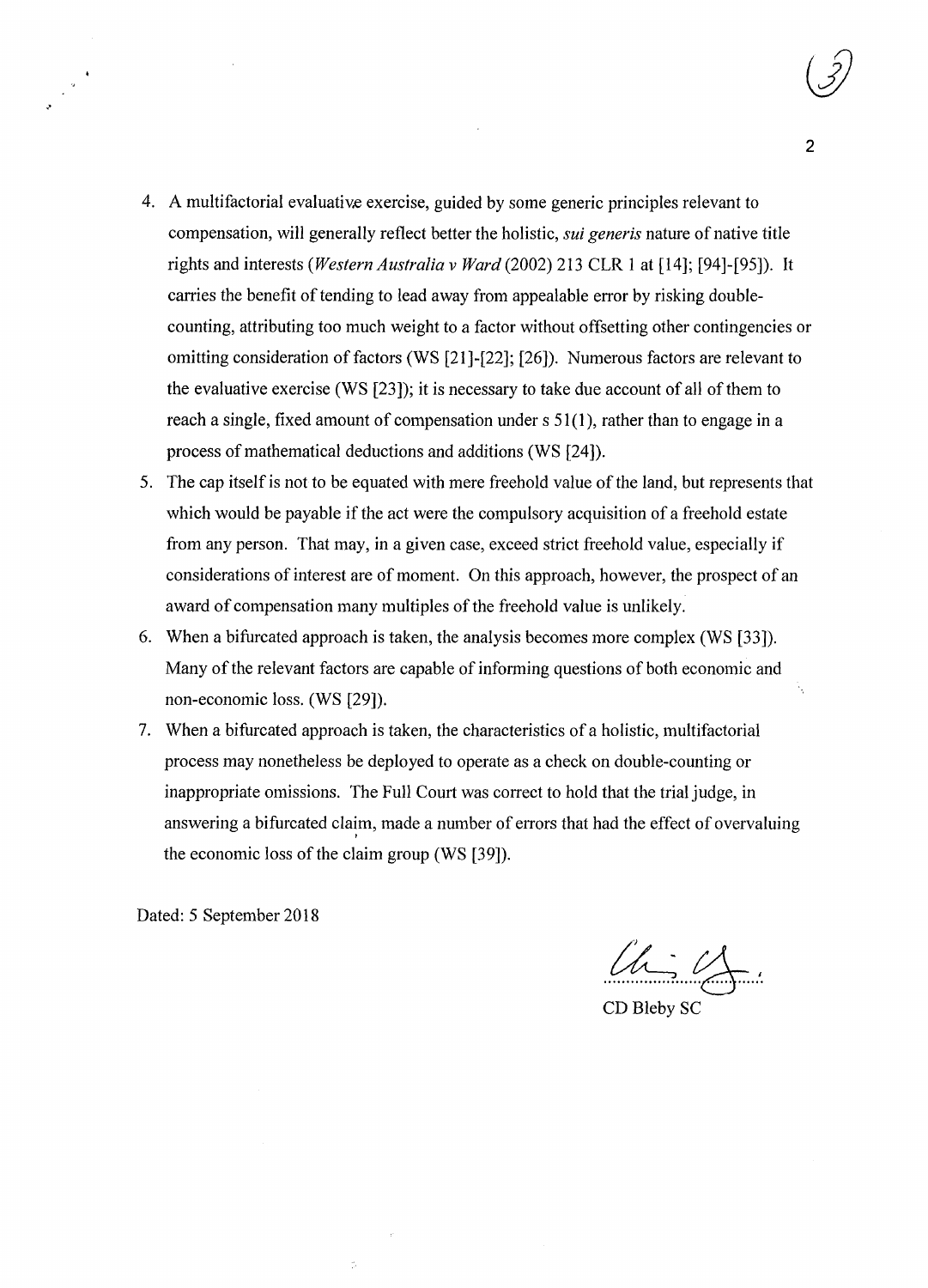4. A multifactorial evaluative exercise, guided by some generic principles relevant to compensation, will generally reflect better the holistic, *sui generis* nature of native title rights and interests (*Western Australia v Ward* (2002) 213 CLR 1 at [14]; [94]-[95]). It carries the benefit of tending to lead away from appealable error by risking double-counting, attributing too much weight to a factor without offsetting other contingencies or omitting consideration of factors (WS [21]-[22]; [26]). Numerous factors are relevant to the evaluative exercise (WS [23]); it is necessary to take due account of all of them to reach a single, fixed amount of compensation under s 51(1), rather than to engage in a process of mathematical deductions and additions (WS [24]).
5. The cap itself is not to be equated with mere freehold value of the land, but represents that which would be payable if the act were the compulsory acquisition of a freehold estate from any person. That may, in a given case, exceed strict freehold value, especially if considerations of interest are of moment. On this approach, however, the prospect of an award of compensation many multiples of the freehold value is unlikely.
6. When a bifurcated approach is taken, the analysis becomes more complex (WS [33]). Many of the relevant factors are capable of informing questions of both economic and non-economic loss. (WS [29]).
7. When a bifurcated approach is taken, the characteristics of a holistic, multifactorial process may nonetheless be deployed to operate as a check on double-counting or inappropriate omissions. The Full Court was correct to hold that the trial judge, in answering a bifurcated claim, made a number of errors that had the effect of overvaluing the economic loss of the claim group (WS [39]).

Dated: 5 September 2018

CD Bleby SC